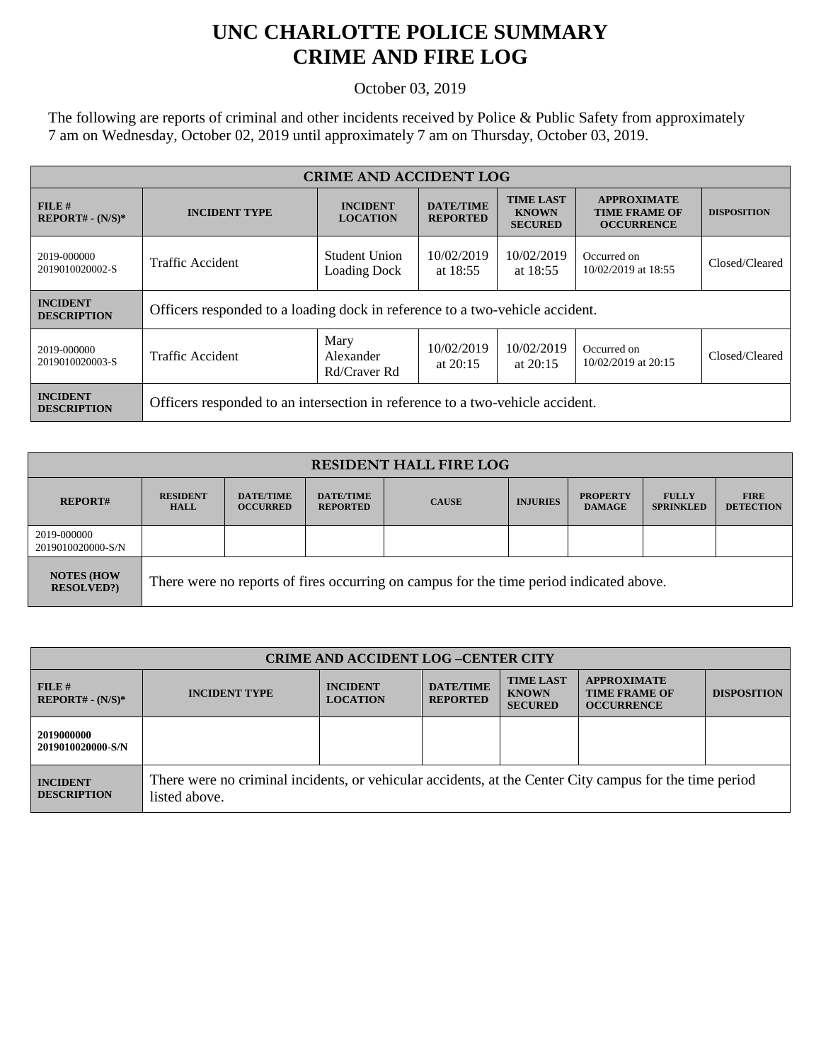# UNC CHARLOTTE POLICE SUMMARY
# CRIME AND FIRE LOG

October 03, 2019

The following are reports of criminal and other incidents received by Police & Public Safety from approximately 7 am on Wednesday, October 02, 2019 until approximately 7 am on Thursday, October 03, 2019.

| CRIME AND ACCIDENT LOG | | | | | | |
|---|---|---|---|---|---|---|
| **FILE # REPORT# - (N/S)*** | **INCIDENT TYPE** | **INCIDENT LOCATION** | **DATE/TIME REPORTED** | **TIME LAST KNOWN SECURED** | **APPROXIMATE TIME FRAME OF OCCURRENCE** | **DISPOSITION** |
| 2019-000000 2019010020002-S | Traffic Accident | Student Union Loading Dock | 10/02/2019 at 18:55 | 10/02/2019 at 18:55 | Occurred on 10/02/2019 at 18:55 | Closed/Cleared |
| **INCIDENT DESCRIPTION** | Officers responded to a loading dock in reference to a two-vehicle accident. | | | | | |
| 2019-000000 2019010020003-S | Traffic Accident | Mary Alexander Rd/Craver Rd | 10/02/2019 at 20:15 | 10/02/2019 at 20:15 | Occurred on 10/02/2019 at 20:15 | Closed/Cleared |
| **INCIDENT DESCRIPTION** | Officers responded to an intersection in reference to a two-vehicle accident. | | | | | |

| RESIDENT HALL FIRE LOG | | | | | | | | |
|---|---|---|---|---|---|---|---|---|
| **REPORT#** | **RESIDENT HALL** | **DATE/TIME OCCURRED** | **DATE/TIME REPORTED** | **CAUSE** | **INJURIES** | **PROPERTY DAMAGE** | **FULLY SPRINKLED** | **FIRE DETECTION** |
| 2019-000000 2019010020000-S/N | | | | | | | | |
| **NOTES (HOW RESOLVED?)** | There were no reports of fires occurring on campus for the time period indicated above. | | | | | | | |

| CRIME AND ACCIDENT LOG –CENTER CITY | | | | | | |
|---|---|---|---|---|---|---|
| **FILE # REPORT# - (N/S)*** | **INCIDENT TYPE** | **INCIDENT LOCATION** | **DATE/TIME REPORTED** | **TIME LAST KNOWN SECURED** | **APPROXIMATE TIME FRAME OF OCCURRENCE** | **DISPOSITION** |
| **2019000000 2019010020000-S/N** | | | | | | |
| **INCIDENT DESCRIPTION** | There were no criminal incidents, or vehicular accidents, at the Center City campus for the time period listed above. | | | | | |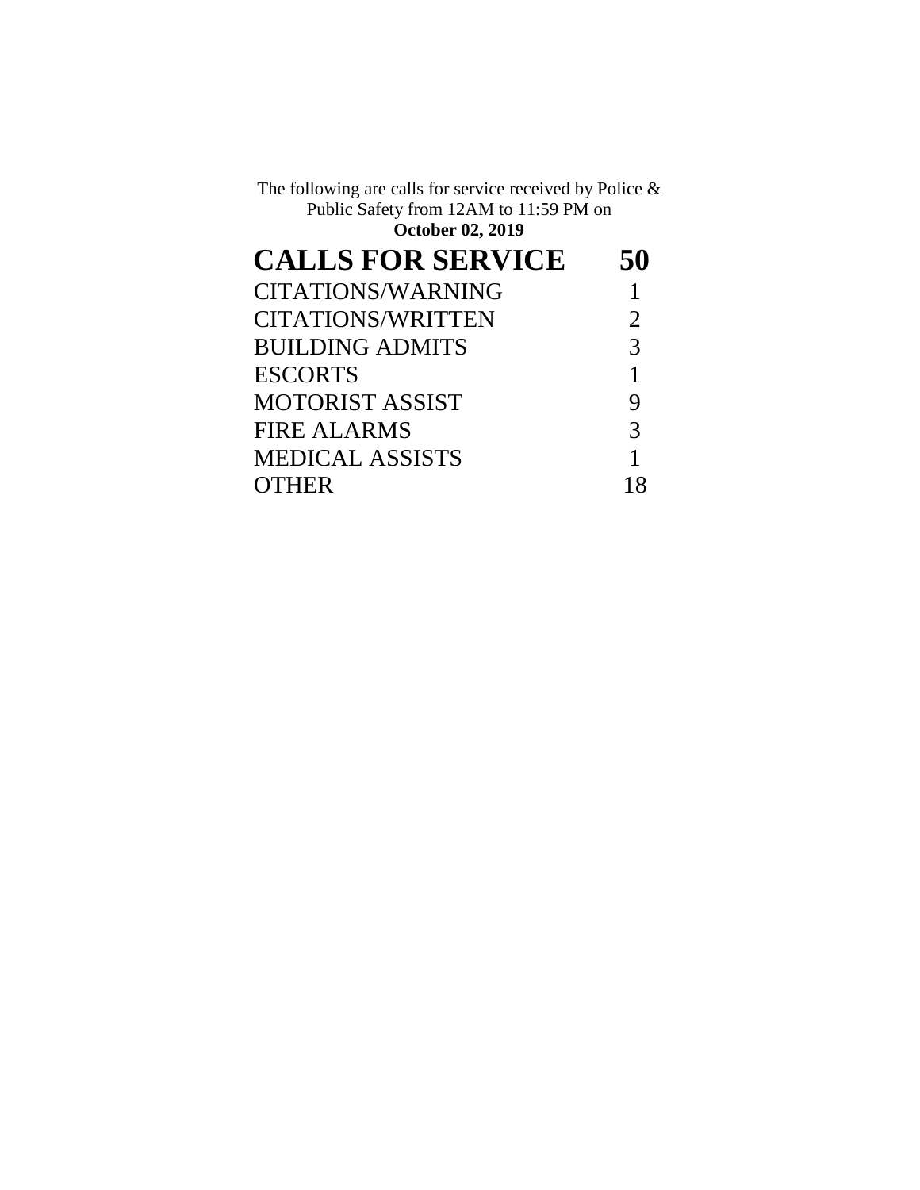The following are calls for service received by Police & Public Safety from 12AM to 11:59 PM on

**October 02, 2019**

| | |
|---|---|
| **CALLS FOR SERVICE** | **50** |
| CITATIONS/WARNING | 1 |
| CITATIONS/WRITTEN | 2 |
| BUILDING ADMITS | 3 |
| ESCORTS | 1 |
| MOTORIST ASSIST | 9 |
| FIRE ALARMS | 3 |
| MEDICAL ASSISTS | 1 |
| OTHER | 18 |